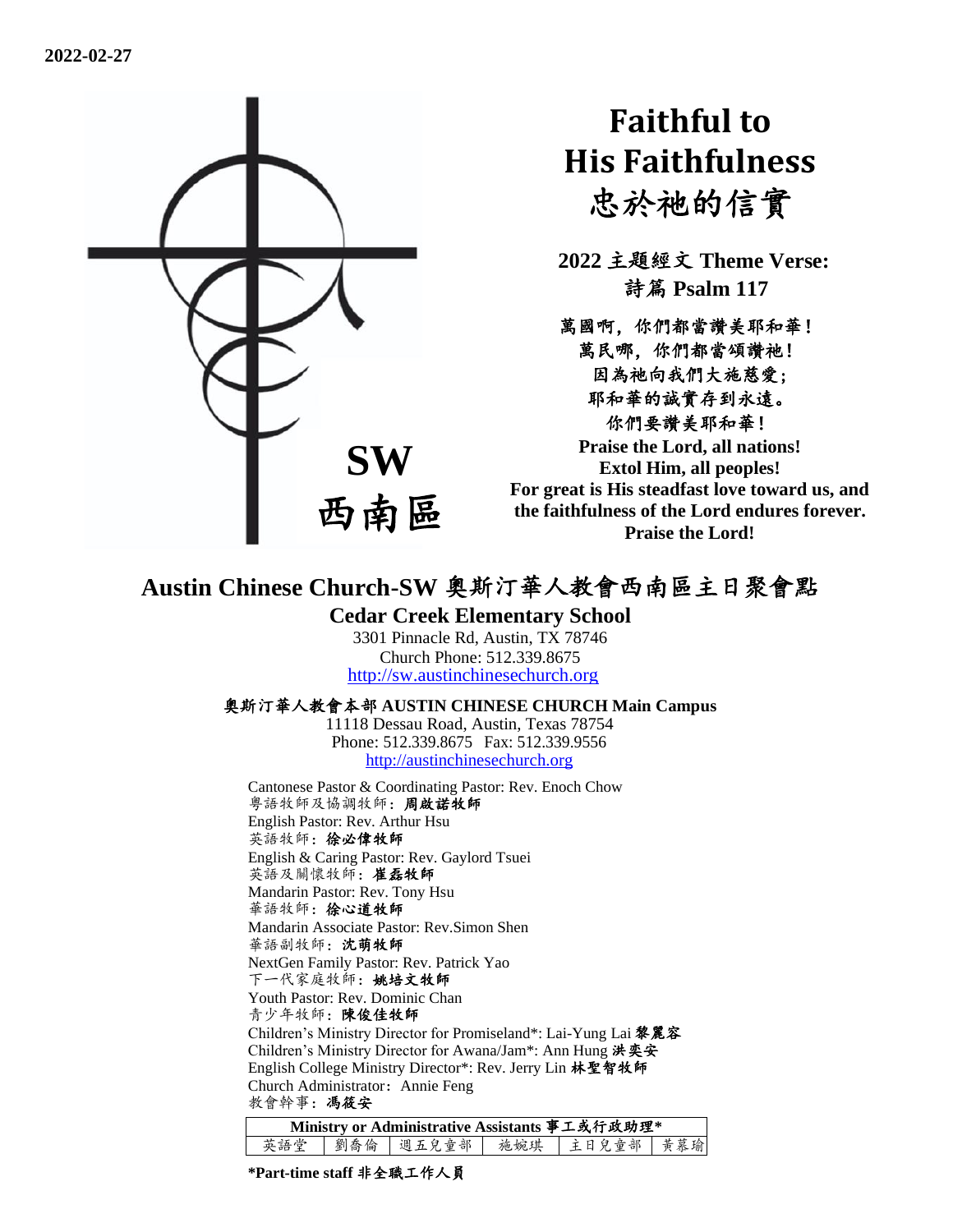**2022-02-27**

SW

西南區

# Faithful to His Faithfulness 忠於祂的信實

**2022 主題經文 Theme Verse: 詩篇 Psalm 117**

**萬國啊，你們都當讚美耶和華！**
**萬民哪，你們都當頌讚祂！**
**因為祂向我們大施慈愛；**
**耶和華的誠實存到永遠。**
**你們要讚美耶和華！**

**Praise the Lord, all nations!**
**Extol Him, all peoples!**
**For great is His steadfast love toward us, and the faithfulness of the Lord endures forever.**
**Praise the Lord!**

## Austin Chinese Church-SW 奧斯汀華人教會西南區主日聚會點

### Cedar Creek Elementary School

3301 Pinnacle Rd, Austin, TX 78746
Church Phone: 512.339.8675
http://sw.austinchinesechurch.org

**奧斯汀華人教會本部 AUSTIN CHINESE CHURCH Main Campus**

11118 Dessau Road, Austin, Texas 78754
Phone: 512.339.8675 Fax: 512.339.9556
http://austinchinesechurch.org

Cantonese Pastor & Coordinating Pastor: Rev. Enoch Chow
粵語牧師及協調牧師：**周啟諾牧師**
English Pastor: Rev. Arthur Hsu
英語牧師：**徐必偉牧師**
English & Caring Pastor: Rev. Gaylord Tsuei
英語及關懷牧師：**崔磊牧師**
Mandarin Pastor: Rev. Tony Hsu
華語牧師：**徐心道牧師**
Mandarin Associate Pastor: Rev.Simon Shen
華語副牧師：**沈萌牧師**
NextGen Family Pastor: Rev. Patrick Yao
下一代家庭牧師：**姚培文牧師**
Youth Pastor: Rev. Dominic Chan
青少年牧師：**陳俊佳牧師**
Children's Ministry Director for Promiseland*: Lai-Yung Lai **黎麗容**
Children's Ministry Director for Awana/Jam*: Ann Hung **洪奕安**
English College Ministry Director*: Rev. Jerry Lin **林聖智牧師**
Church Administrator: Annie Feng
教會幹事：**馮筱安**

| Ministry or Administrative Assistants 事工或行政助理* | | | | | |
|---|---|---|---|---|---|
| 英語堂 | 劉喬倫 | 週五兒童部 | 施婉琪 | 主日兒童部 | 黃慕瑜 |

**\*Part-time staff 非全職工作人員**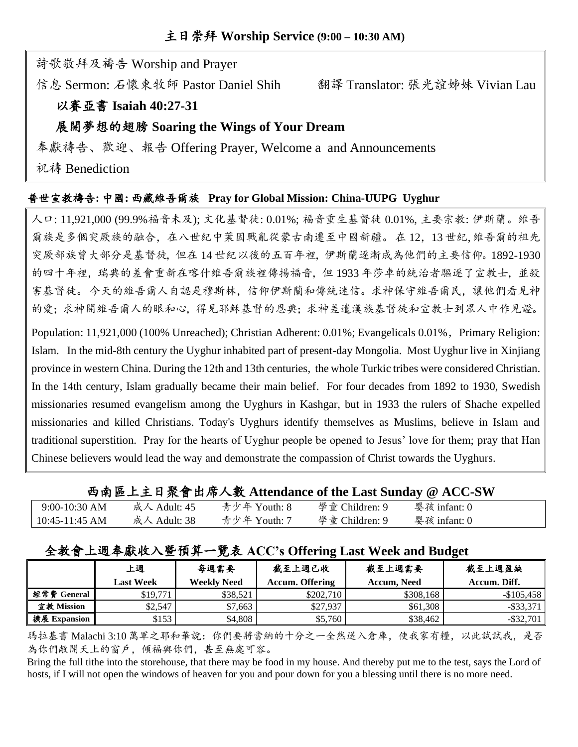## 主日崇拜 Worship Service (9:00 – 10:30 AM)

詩歌敬拜及禱告 Worship and Prayer

信息 Sermon: 石懷東牧師 Pastor Daniel Shih　　翻譯 Translator: 張光誼姊妹 Vivian Lau

**以賽亞書 Isaiah 40:27-31**

**展開夢想的翅膀 Soaring the Wings of Your Dream**

奉獻禱告、歡迎、報告 Offering Prayer, Welcome a and Announcements

祝禱 Benediction

### 普世宣教禱告: 中國: 西藏維吾爾族 Pray for Global Mission: China-UUPG Uyghur

人口: 11,921,000 (99.9%福音未及); 文化基督徒: 0.01%; 福音重生基督徒 0.01%, 主要宗教: 伊斯蘭。維吾爾族是多個突厥族的融合，在八世紀中葉因戰亂從蒙古南遷至中國新疆。在 12，13 世紀, 維吾爾的祖先突厥部族曾大部分是基督徒, 但在 14 世紀以後的五百年裡, 伊斯蘭逐漸成為他們的主要信仰。1892-1930 的四十年裡，瑞典的差會重新在喀什維吾爾族裡傳揚福音，但 1933 年莎車的統治者驅逐了宣教士，並殺害基督徒。今天的維吾爾人自認是穆斯林，信仰伊斯蘭和傳統迷信。求神保守維吾爾民，讓他們看見神的愛; 求神開維吾爾人的眼和心，得見耶穌基督的恩典; 求神差遣漢族基督徒和宣教士到眾人中作見證。

Population: 11,921,000 (100% Unreached); Christian Adherent: 0.01%; Evangelicals 0.01%，Primary Religion: Islam. In the mid-8th century the Uyghur inhabited part of present-day Mongolia. Most Uyghur live in Xinjiang province in western China. During the 12th and 13th centuries, the whole Turkic tribes were considered Christian. In the 14th century, Islam gradually became their main belief. For four decades from 1892 to 1930, Swedish missionaries resumed evangelism among the Uyghurs in Kashgar, but in 1933 the rulers of Shache expelled missionaries and killed Christians. Today's Uyghurs identify themselves as Muslims, believe in Islam and traditional superstition. Pray for the hearts of Uyghur people be opened to Jesus' love for them; pray that Han Chinese believers would lead the way and demonstrate the compassion of Christ towards the Uyghurs.

### 西南區上主日聚會出席人數 Attendance of the Last Sunday @ ACC-SW

| | | | | |
|---|---|---|---|---|
| 9:00-10:30 AM | 成人 Adult: 45 | 青少年 Youth: 8 | 學童 Children: 9 | 嬰孩 infant: 0 |
| 10:45-11:45 AM | 成人 Adult: 38 | 青少年 Youth: 7 | 學童 Children: 9 | 嬰孩 infant: 0 |

### 全教會上週奉獻收入暨預算一覽表 ACC's Offering Last Week and Budget

| | 上週<br>Last Week | 每週需要<br>Weekly Need | 截至上週已收<br>Accum. Offering | 截至上週需要<br>Accum. Need | 截至上週盈缺<br>Accum. Diff. |
|---|---|---|---|---|---|
| 經常費 General | $19,771 | $38,521 | $202,710 | $308,168 | -$105,458 |
| 宣教 Mission | $2,547 | $7,663 | $27,937 | $61,308 | -$33,371 |
| 擴展 Expansion | $153 | $4,808 | $5,760 | $38,462 | -$32,701 |

瑪拉基書 Malachi 3:10 萬軍之耶和華說：你們要將當納的十分之一全然送入倉庫，使我家有糧，以此試試我，是否為你們敞開天上的窗戶，傾福與你們，甚至無處可容。

Bring the full tithe into the storehouse, that there may be food in my house. And thereby put me to the test, says the Lord of hosts, if I will not open the windows of heaven for you and pour down for you a blessing until there is no more need.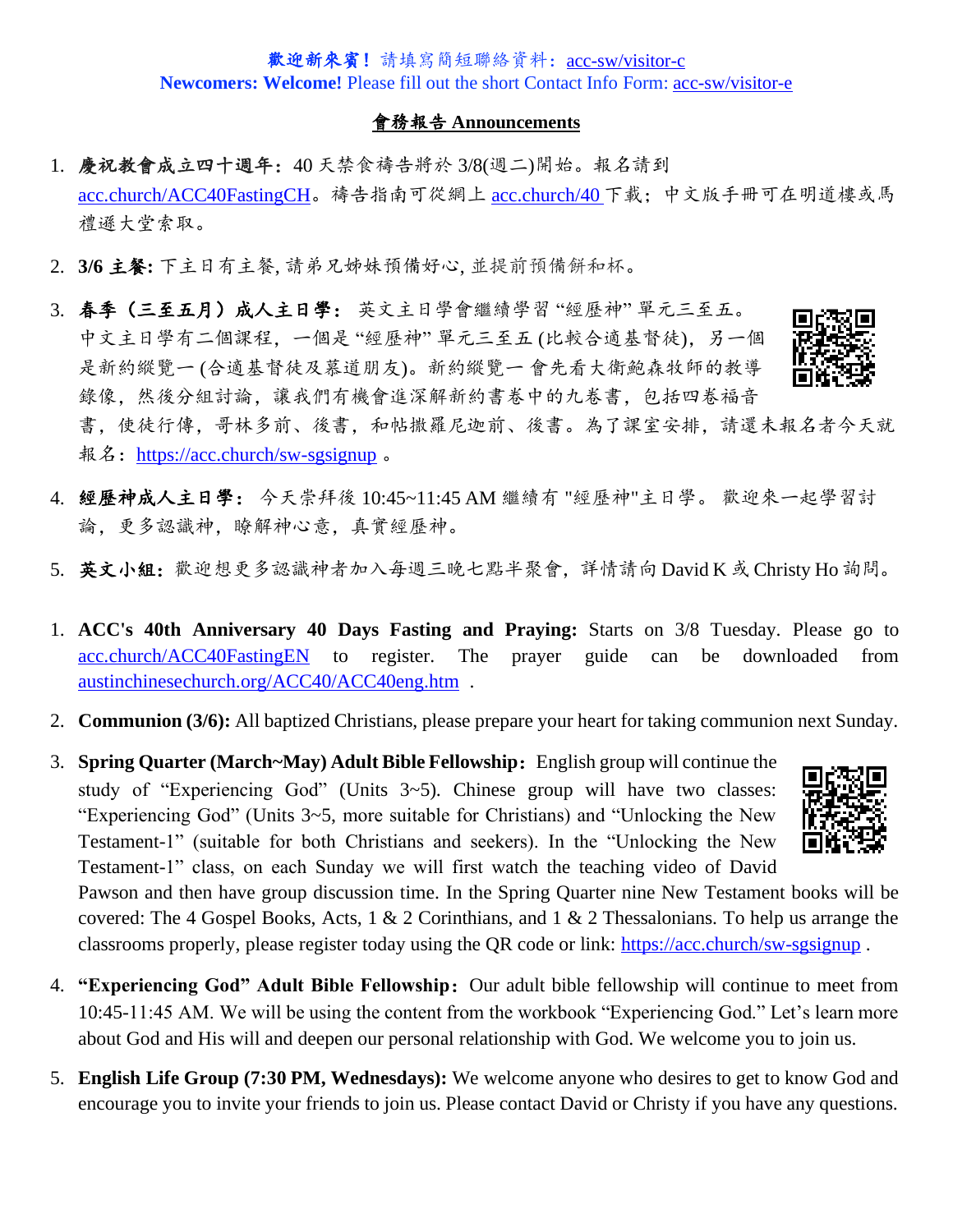**歡迎新來賓！**請填寫簡短聯絡資料：acc-sw/visitor-c

**Newcomers: Welcome!** Please fill out the short Contact Info Form: acc-sw/visitor-e

## 會務報告 Announcements

1. **慶祝教會成立四十週年**：40 天禁食禱告將於 3/8(週二)開始。報名請到 acc.church/ACC40FastingCH。禱告指南可從網上 acc.church/40 下載；中文版手冊可在明道樓或馬禮遜大堂索取。
2. **3/6 主餐:** 下主日有主餐, 請弟兄姊妹預備好心, 並提前預備餅和杯。
3. **春季（三至五月）成人主日學**： 英文主日學會繼續學習 "經歷神" 單元三至五。中文主日學有二個課程，一個是 "經歷神" 單元三至五 (比較合適基督徒)，另一個是新約縱覽一 (合適基督徒及慕道朋友)。新約縱覽一 會先看大衛鮑森牧師的教導錄像，然後分組討論，讓我們有機會進深解新約書卷中的九卷書，包括四卷福音書，使徒行傳，哥林多前、後書，和帖撒羅尼迦前、後書。為了課室安排，請還未報名者今天就報名：https://acc.church/sw-sgsignup 。
4. **經歷神成人主日學**： 今天崇拜後 10:45~11:45 AM 繼續有 "經歷神"主日學。 歡迎來一起學習討論，更多認識神，瞭解神心意，真實經歷神。
5. **英文小組**：歡迎想更多認識神者加入每週三晚七點半聚會，詳情請向 David K 或 Christy Ho 詢問。

1. **ACC's 40th Anniversary 40 Days Fasting and Praying:** Starts on 3/8 Tuesday. Please go to acc.church/ACC40FastingEN to register. The prayer guide can be downloaded from austinchinesechurch.org/ACC40/ACC40eng.htm .
2. **Communion (3/6):** All baptized Christians, please prepare your heart for taking communion next Sunday.
3. **Spring Quarter (March~May) Adult Bible Fellowship**：English group will continue the study of "Experiencing God" (Units 3~5). Chinese group will have two classes: "Experiencing God" (Units 3~5, more suitable for Christians) and "Unlocking the New Testament-1" (suitable for both Christians and seekers). In the "Unlocking the New Testament-1" class, on each Sunday we will first watch the teaching video of David Pawson and then have group discussion time. In the Spring Quarter nine New Testament books will be covered: The 4 Gospel Books, Acts, 1 & 2 Corinthians, and 1 & 2 Thessalonians. To help us arrange the classrooms properly, please register today using the QR code or link: https://acc.church/sw-sgsignup .
4. **"Experiencing God" Adult Bible Fellowship**：Our adult bible fellowship will continue to meet from 10:45-11:45 AM. We will be using the content from the workbook "Experiencing God." Let's learn more about God and His will and deepen our personal relationship with God. We welcome you to join us.
5. **English Life Group (7:30 PM, Wednesdays):** We welcome anyone who desires to get to know God and encourage you to invite your friends to join us. Please contact David or Christy if you have any questions.